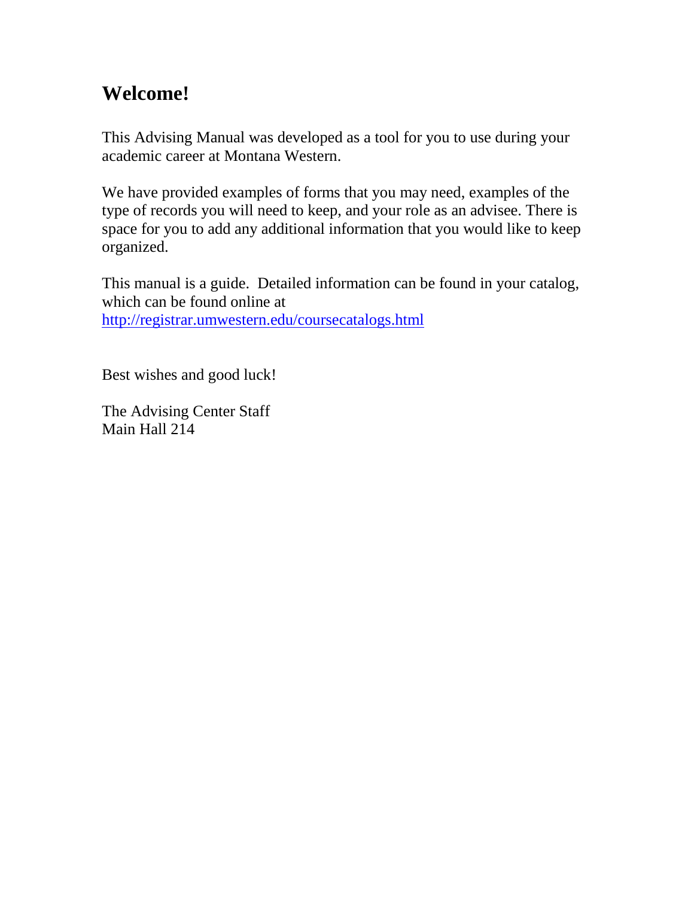# Welcome!

This Advising Manual was developed as a tool for you to use during your academic career at Montana Western.

We have provided examples of forms that you may need, examples of the type of records you will need to keep, and your role as an advisee. There is space for you to add any additional information that you would like to keep organized.

This manual is a guide. Detailed information can be found in your catalog, which can be found online at [http://registrar.umwestern.edu/coursecatalogs.html](http://registrar.umwestern.edu/coursecatalogs.html)

Best wishes and good luck!

The Advising Center Staff
Main Hall 214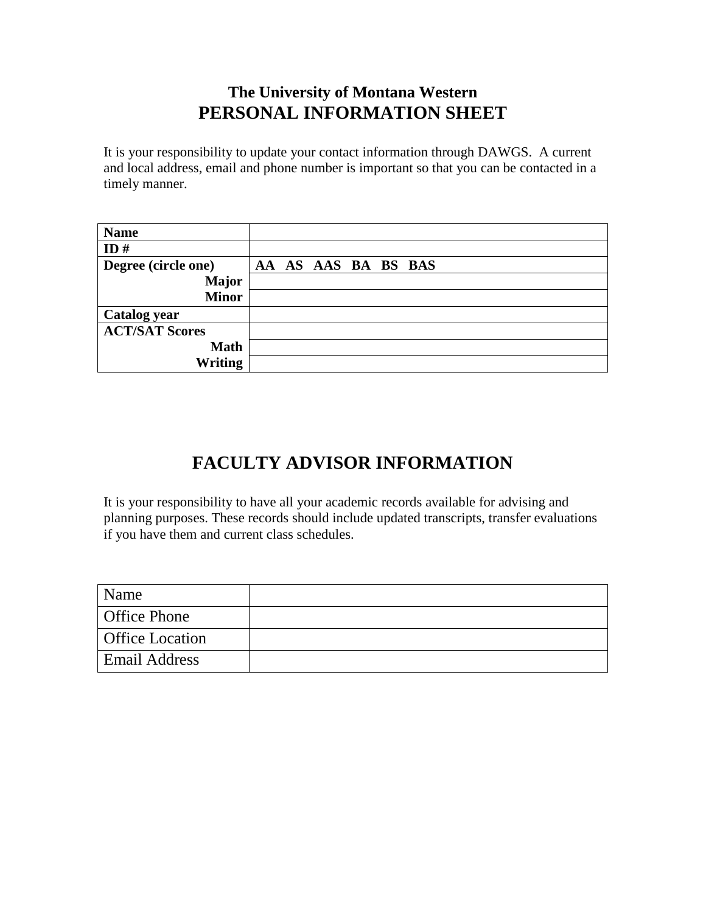# The University of Montana Western
# PERSONAL INFORMATION SHEET

It is your responsibility to update your contact information through DAWGS. A current and local address, email and phone number is important so that you can be contacted in a timely manner.

| **Name** | |
|---|---|
| **ID #** | |
| **Degree (circle one)** | **AA AS AAS BA BS BAS** |
| **Major** | |
| **Minor** | |
| **Catalog year** | |
| **ACT/SAT Scores** | |
| **Math** | |
| **Writing** | |

# FACULTY ADVISOR INFORMATION

It is your responsibility to have all your academic records available for advising and planning purposes. These records should include updated transcripts, transfer evaluations if you have them and current class schedules.

| Name | |
|---|---|
| Office Phone | |
| Office Location | |
| Email Address | |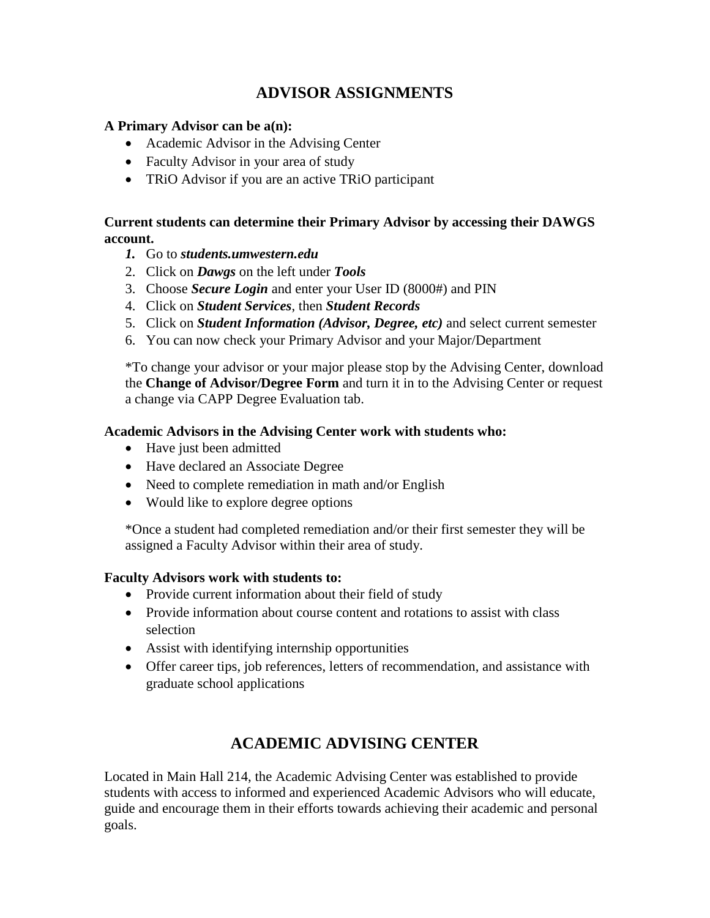# ADVISOR ASSIGNMENTS

**A Primary Advisor can be a(n):**

- Academic Advisor in the Advising Center
- Faculty Advisor in your area of study
- TRiO Advisor if you are an active TRiO participant

**Current students can determine their Primary Advisor by accessing their DAWGS account.**

1. Go to ***students.umwestern.edu***
2. Click on ***Dawgs*** on the left under ***Tools***
3. Choose ***Secure Login*** and enter your User ID (8000#) and PIN
4. Click on ***Student Services***, then ***Student Records***
5. Click on ***Student Information (Advisor, Degree, etc)*** and select current semester
6. You can now check your Primary Advisor and your Major/Department

*To change your advisor or your major please stop by the Advising Center, download the **Change of Advisor/Degree Form** and turn it in to the Advising Center or request a change via CAPP Degree Evaluation tab.

**Academic Advisors in the Advising Center work with students who:**

- Have just been admitted
- Have declared an Associate Degree
- Need to complete remediation in math and/or English
- Would like to explore degree options

*Once a student had completed remediation and/or their first semester they will be assigned a Faculty Advisor within their area of study.

**Faculty Advisors work with students to:**

- Provide current information about their field of study
- Provide information about course content and rotations to assist with class selection
- Assist with identifying internship opportunities
- Offer career tips, job references, letters of recommendation, and assistance with graduate school applications

# ACADEMIC ADVISING CENTER

Located in Main Hall 214, the Academic Advising Center was established to provide students with access to informed and experienced Academic Advisors who will educate, guide and encourage them in their efforts towards achieving their academic and personal goals.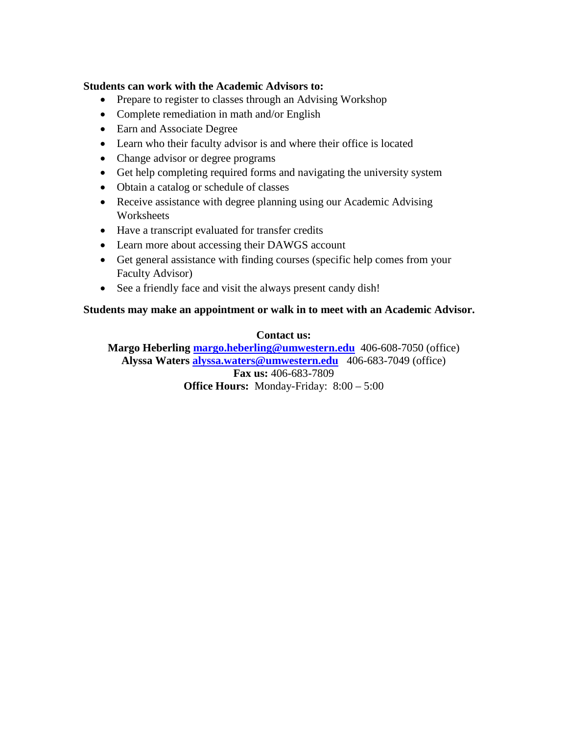**Students can work with the Academic Advisors to:**

- Prepare to register to classes through an Advising Workshop
- Complete remediation in math and/or English
- Earn and Associate Degree
- Learn who their faculty advisor is and where their office is located
- Change advisor or degree programs
- Get help completing required forms and navigating the university system
- Obtain a catalog or schedule of classes
- Receive assistance with degree planning using our Academic Advising Worksheets
- Have a transcript evaluated for transfer credits
- Learn more about accessing their DAWGS account
- Get general assistance with finding courses (specific help comes from your Faculty Advisor)
- See a friendly face and visit the always present candy dish!

**Students may make an appointment or walk in to meet with an Academic Advisor.**

**Contact us:**

**Margo Heberling** **margo.heberling@umwestern.edu** 406-608-7050 (office)

**Alyssa Waters** **alyssa.waters@umwestern.edu** 406-683-7049 (office)

**Fax us:** 406-683-7809

**Office Hours:** Monday-Friday: 8:00 – 5:00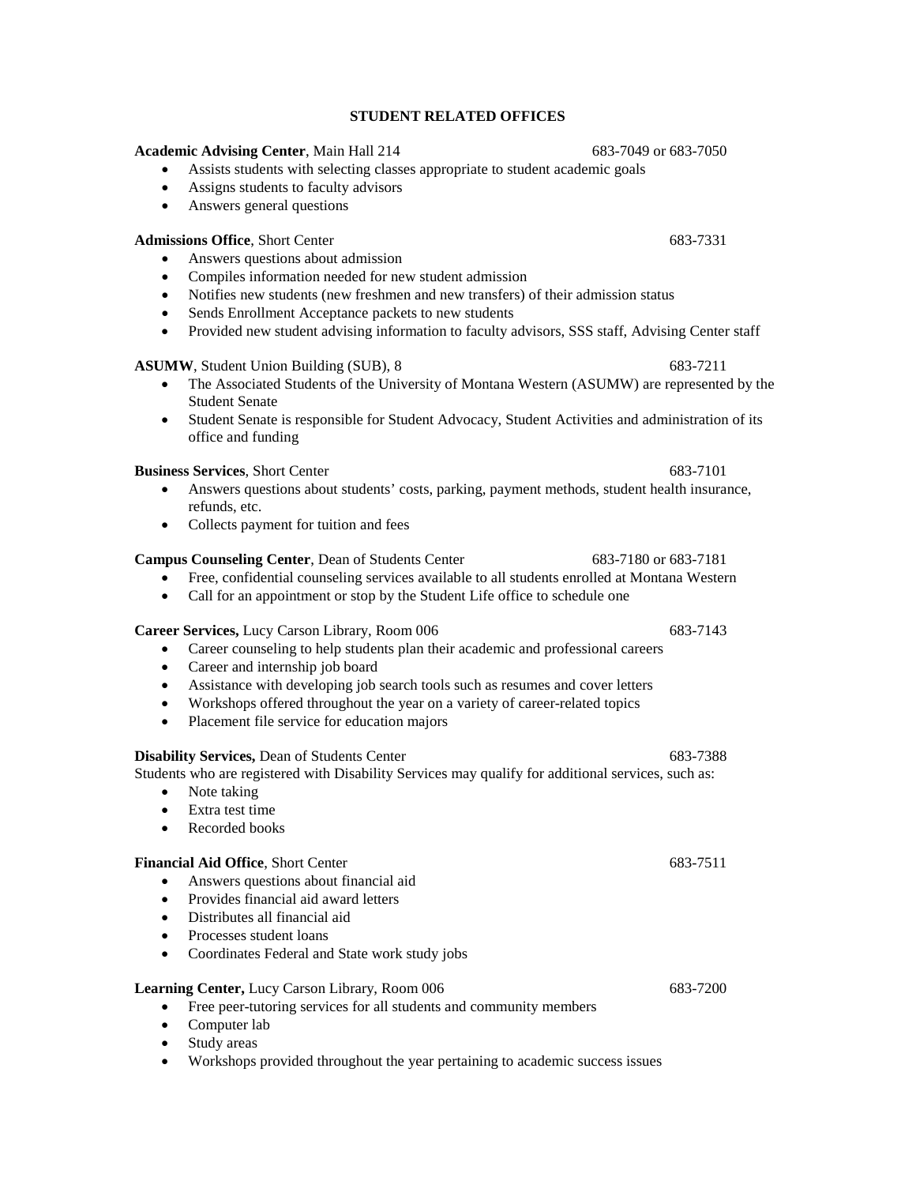## STUDENT RELATED OFFICES

**Academic Advising Center**, Main Hall 214 — 683-7049 or 683-7050

- Assists students with selecting classes appropriate to student academic goals
- Assigns students to faculty advisors
- Answers general questions

**Admissions Office**, Short Center — 683-7331

- Answers questions about admission
- Compiles information needed for new student admission
- Notifies new students (new freshmen and new transfers) of their admission status
- Sends Enrollment Acceptance packets to new students
- Provided new student advising information to faculty advisors, SSS staff, Advising Center staff

**ASUMW**, Student Union Building (SUB), 8 — 683-7211

- The Associated Students of the University of Montana Western (ASUMW) are represented by the Student Senate
- Student Senate is responsible for Student Advocacy, Student Activities and administration of its office and funding

**Business Services**, Short Center — 683-7101

- Answers questions about students' costs, parking, payment methods, student health insurance, refunds, etc.
- Collects payment for tuition and fees

**Campus Counseling Center**, Dean of Students Center — 683-7180 or 683-7181

- Free, confidential counseling services available to all students enrolled at Montana Western
- Call for an appointment or stop by the Student Life office to schedule one

**Career Services,** Lucy Carson Library, Room 006 — 683-7143

- Career counseling to help students plan their academic and professional careers
- Career and internship job board
- Assistance with developing job search tools such as resumes and cover letters
- Workshops offered throughout the year on a variety of career-related topics
- Placement file service for education majors

**Disability Services,** Dean of Students Center — 683-7388

Students who are registered with Disability Services may qualify for additional services, such as:

- Note taking
- Extra test time
- Recorded books

**Financial Aid Office**, Short Center — 683-7511

- Answers questions about financial aid
- Provides financial aid award letters
- Distributes all financial aid
- Processes student loans
- Coordinates Federal and State work study jobs

**Learning Center,** Lucy Carson Library, Room 006 — 683-7200

- Free peer-tutoring services for all students and community members
- Computer lab
- Study areas
- Workshops provided throughout the year pertaining to academic success issues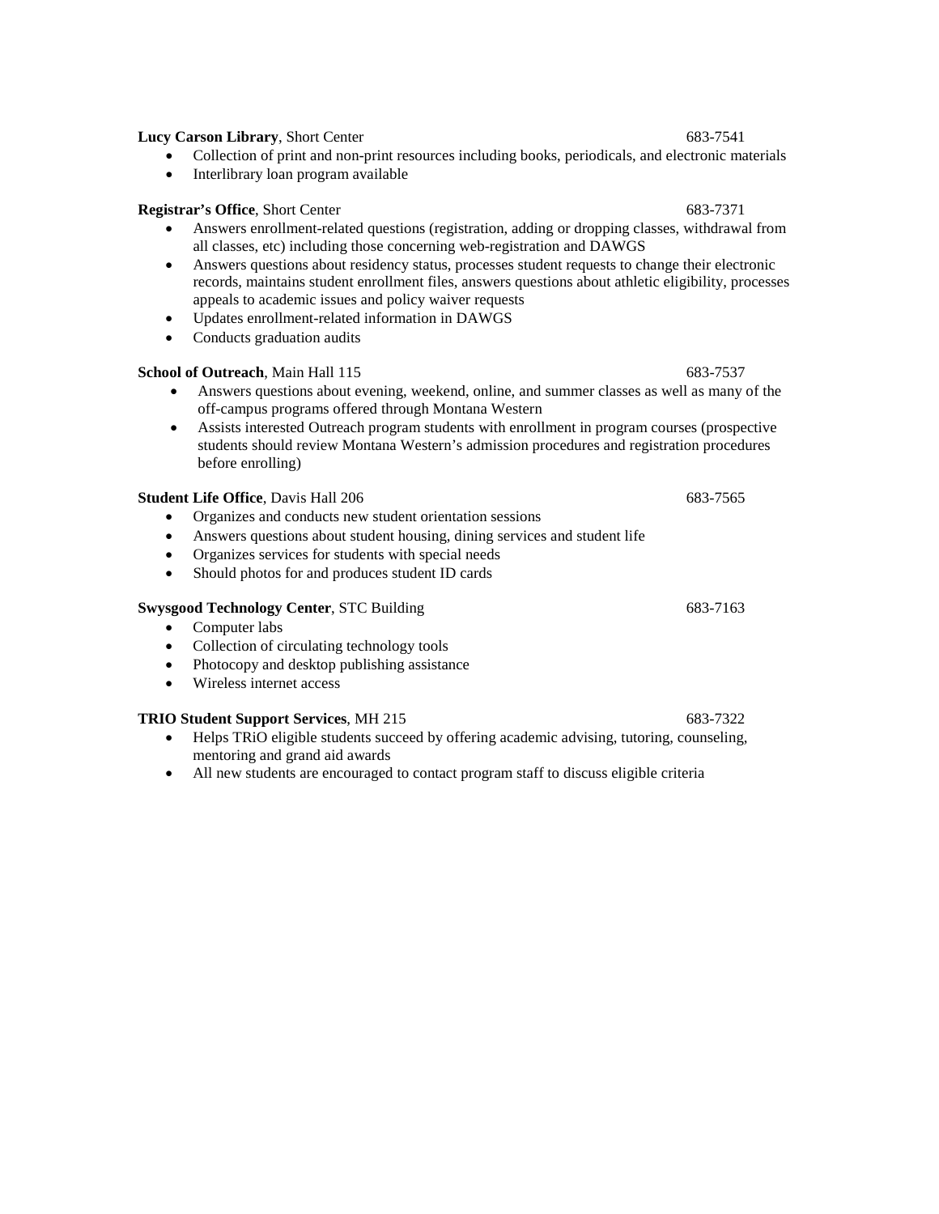**Lucy Carson Library**, Short Center 683-7541

- Collection of print and non-print resources including books, periodicals, and electronic materials
- Interlibrary loan program available

**Registrar's Office**, Short Center 683-7371

- Answers enrollment-related questions (registration, adding or dropping classes, withdrawal from all classes, etc) including those concerning web-registration and DAWGS
- Answers questions about residency status, processes student requests to change their electronic records, maintains student enrollment files, answers questions about athletic eligibility, processes appeals to academic issues and policy waiver requests
- Updates enrollment-related information in DAWGS
- Conducts graduation audits

**School of Outreach**, Main Hall 115 683-7537

- Answers questions about evening, weekend, online, and summer classes as well as many of the off-campus programs offered through Montana Western
- Assists interested Outreach program students with enrollment in program courses (prospective students should review Montana Western's admission procedures and registration procedures before enrolling)

**Student Life Office**, Davis Hall 206 683-7565

- Organizes and conducts new student orientation sessions
- Answers questions about student housing, dining services and student life
- Organizes services for students with special needs
- Should photos for and produces student ID cards

**Swysgood Technology Center**, STC Building 683-7163

- Computer labs
- Collection of circulating technology tools
- Photocopy and desktop publishing assistance
- Wireless internet access

**TRIO Student Support Services**, MH 215 683-7322

- Helps TRiO eligible students succeed by offering academic advising, tutoring, counseling, mentoring and grand aid awards
- All new students are encouraged to contact program staff to discuss eligible criteria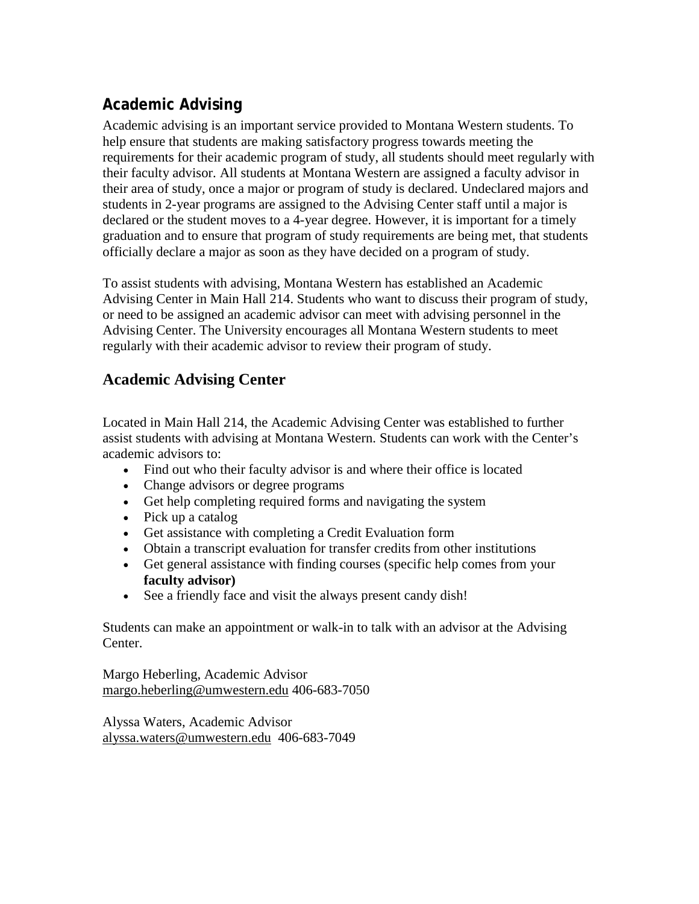## Academic Advising

Academic advising is an important service provided to Montana Western students. To help ensure that students are making satisfactory progress towards meeting the requirements for their academic program of study, all students should meet regularly with their faculty advisor. All students at Montana Western are assigned a faculty advisor in their area of study, once a major or program of study is declared. Undeclared majors and students in 2-year programs are assigned to the Advising Center staff until a major is declared or the student moves to a 4-year degree. However, it is important for a timely graduation and to ensure that program of study requirements are being met, that students officially declare a major as soon as they have decided on a program of study.

To assist students with advising, Montana Western has established an Academic Advising Center in Main Hall 214. Students who want to discuss their program of study, or need to be assigned an academic advisor can meet with advising personnel in the Advising Center. The University encourages all Montana Western students to meet regularly with their academic advisor to review their program of study.

## Academic Advising Center

Located in Main Hall 214, the Academic Advising Center was established to further assist students with advising at Montana Western. Students can work with the Center's academic advisors to:

- Find out who their faculty advisor is and where their office is located
- Change advisors or degree programs
- Get help completing required forms and navigating the system
- Pick up a catalog
- Get assistance with completing a Credit Evaluation form
- Obtain a transcript evaluation for transfer credits from other institutions
- Get general assistance with finding courses (specific help comes from your **faculty advisor)**
- See a friendly face and visit the always present candy dish!

Students can make an appointment or walk-in to talk with an advisor at the Advising Center.

Margo Heberling, Academic Advisor
margo.heberling@umwestern.edu 406-683-7050

Alyssa Waters, Academic Advisor
alyssa.waters@umwestern.edu 406-683-7049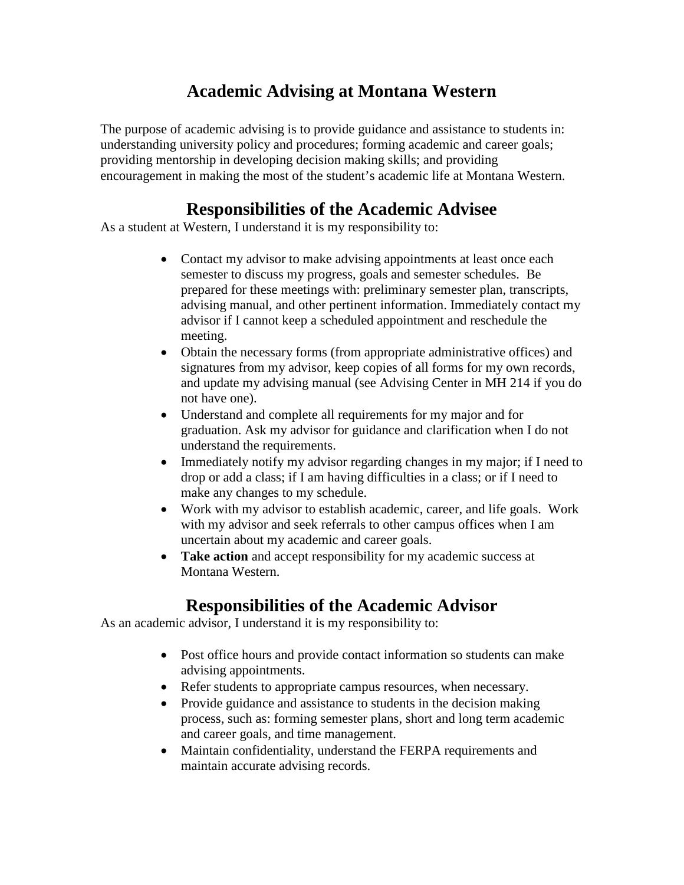# Academic Advising at Montana Western

The purpose of academic advising is to provide guidance and assistance to students in: understanding university policy and procedures; forming academic and career goals; providing mentorship in developing decision making skills; and providing encouragement in making the most of the student's academic life at Montana Western.

## Responsibilities of the Academic Advisee

As a student at Western, I understand it is my responsibility to:

- Contact my advisor to make advising appointments at least once each semester to discuss my progress, goals and semester schedules. Be prepared for these meetings with: preliminary semester plan, transcripts, advising manual, and other pertinent information. Immediately contact my advisor if I cannot keep a scheduled appointment and reschedule the meeting.
- Obtain the necessary forms (from appropriate administrative offices) and signatures from my advisor, keep copies of all forms for my own records, and update my advising manual (see Advising Center in MH 214 if you do not have one).
- Understand and complete all requirements for my major and for graduation. Ask my advisor for guidance and clarification when I do not understand the requirements.
- Immediately notify my advisor regarding changes in my major; if I need to drop or add a class; if I am having difficulties in a class; or if I need to make any changes to my schedule.
- Work with my advisor to establish academic, career, and life goals. Work with my advisor and seek referrals to other campus offices when I am uncertain about my academic and career goals.
- **Take action** and accept responsibility for my academic success at Montana Western.

## Responsibilities of the Academic Advisor

As an academic advisor, I understand it is my responsibility to:

- Post office hours and provide contact information so students can make advising appointments.
- Refer students to appropriate campus resources, when necessary.
- Provide guidance and assistance to students in the decision making process, such as: forming semester plans, short and long term academic and career goals, and time management.
- Maintain confidentiality, understand the FERPA requirements and maintain accurate advising records.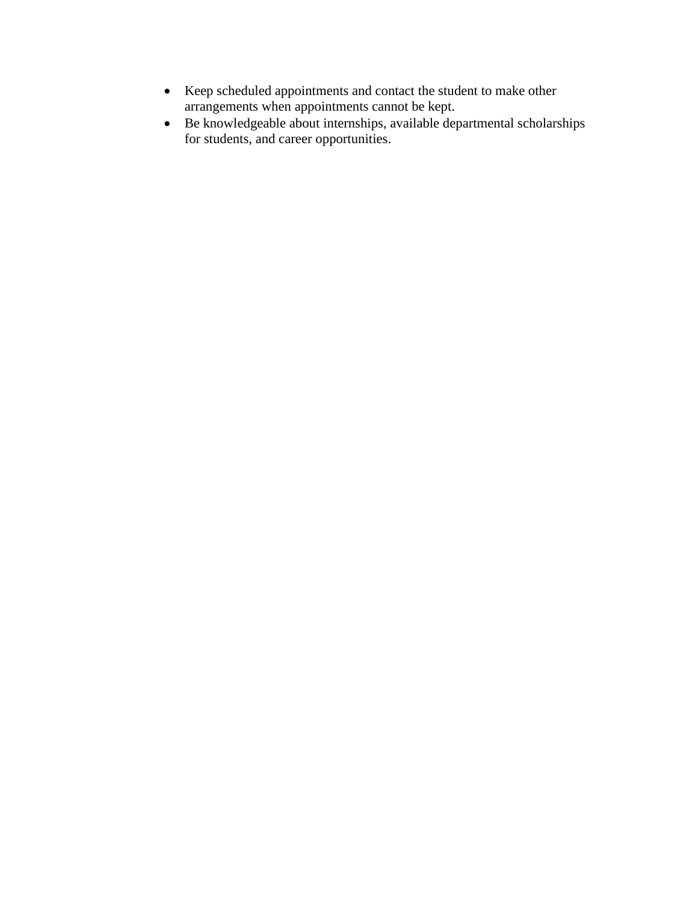- Keep scheduled appointments and contact the student to make other arrangements when appointments cannot be kept.
- Be knowledgeable about internships, available departmental scholarships for students, and career opportunities.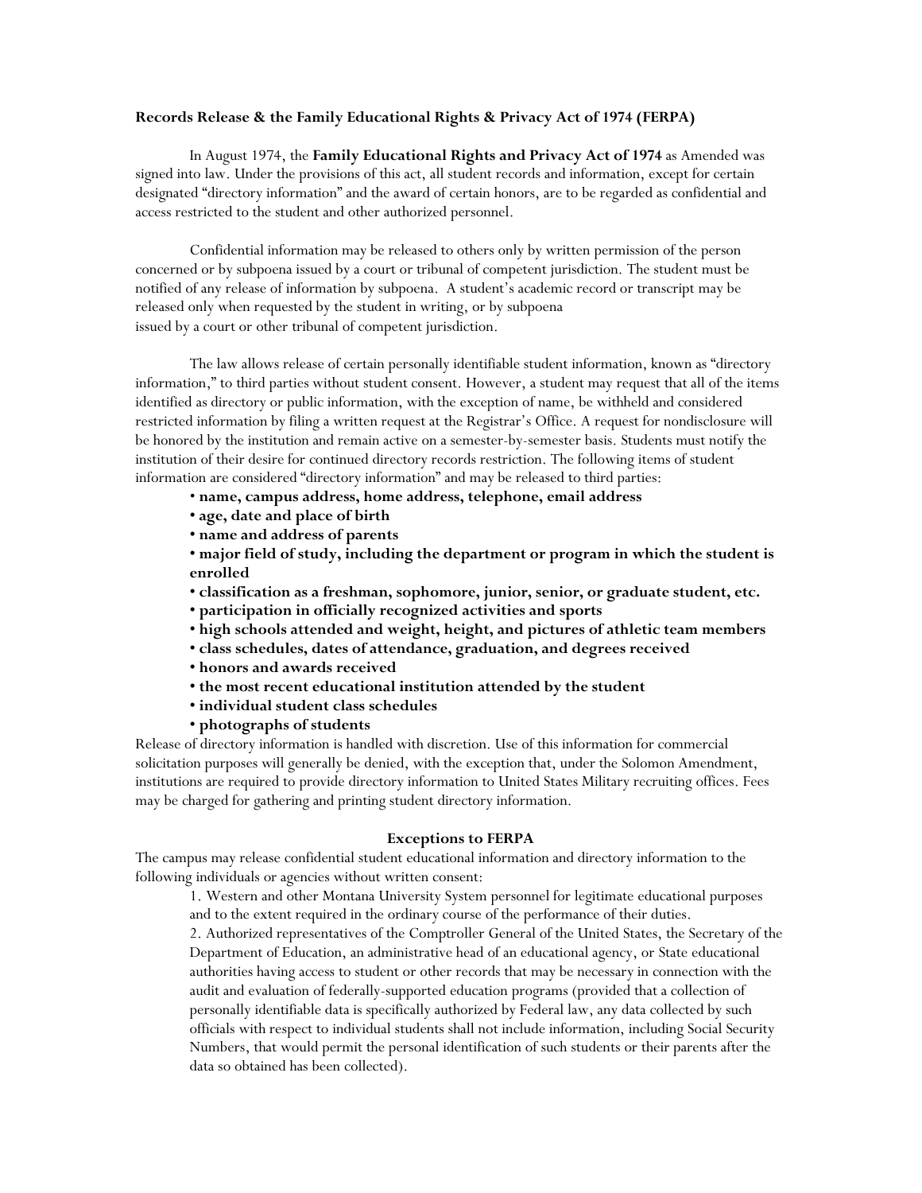**Records Release & the Family Educational Rights & Privacy Act of 1974 (FERPA)**

In August 1974, the **Family Educational Rights and Privacy Act of 1974** as Amended was signed into law. Under the provisions of this act, all student records and information, except for certain designated "directory information" and the award of certain honors, are to be regarded as confidential and access restricted to the student and other authorized personnel.

Confidential information may be released to others only by written permission of the person concerned or by subpoena issued by a court or tribunal of competent jurisdiction. The student must be notified of any release of information by subpoena. A student's academic record or transcript may be released only when requested by the student in writing, or by subpoena issued by a court or other tribunal of competent jurisdiction.

The law allows release of certain personally identifiable student information, known as "directory information," to third parties without student consent. However, a student may request that all of the items identified as directory or public information, with the exception of name, be withheld and considered restricted information by filing a written request at the Registrar's Office. A request for nondisclosure will be honored by the institution and remain active on a semester-by-semester basis. Students must notify the institution of their desire for continued directory records restriction. The following items of student information are considered "directory information" and may be released to third parties:

- **name, campus address, home address, telephone, email address**
- **age, date and place of birth**
- **name and address of parents**
- **major field of study, including the department or program in which the student is enrolled**
- **classification as a freshman, sophomore, junior, senior, or graduate student, etc.**
- **participation in officially recognized activities and sports**
- **high schools attended and weight, height, and pictures of athletic team members**
- **class schedules, dates of attendance, graduation, and degrees received**
- **honors and awards received**
- **the most recent educational institution attended by the student**
- **individual student class schedules**
- **photographs of students**

Release of directory information is handled with discretion. Use of this information for commercial solicitation purposes will generally be denied, with the exception that, under the Solomon Amendment, institutions are required to provide directory information to United States Military recruiting offices. Fees may be charged for gathering and printing student directory information.

**Exceptions to FERPA**

The campus may release confidential student educational information and directory information to the following individuals or agencies without written consent:

1. Western and other Montana University System personnel for legitimate educational purposes and to the extent required in the ordinary course of the performance of their duties.
2. Authorized representatives of the Comptroller General of the United States, the Secretary of the Department of Education, an administrative head of an educational agency, or State educational authorities having access to student or other records that may be necessary in connection with the audit and evaluation of federally-supported education programs (provided that a collection of personally identifiable data is specifically authorized by Federal law, any data collected by such officials with respect to individual students shall not include information, including Social Security Numbers, that would permit the personal identification of such students or their parents after the data so obtained has been collected).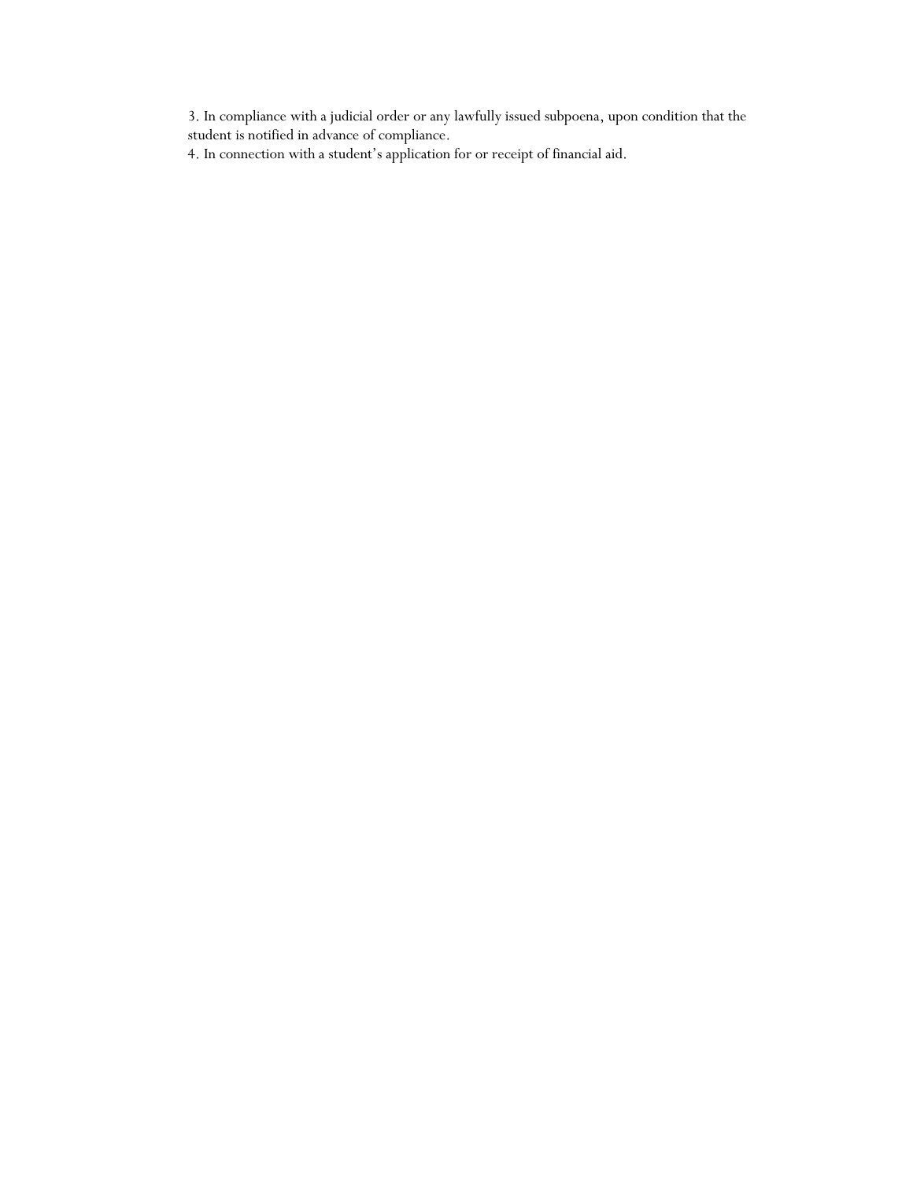3. In compliance with a judicial order or any lawfully issued subpoena, upon condition that the student is notified in advance of compliance.
4. In connection with a student's application for or receipt of financial aid.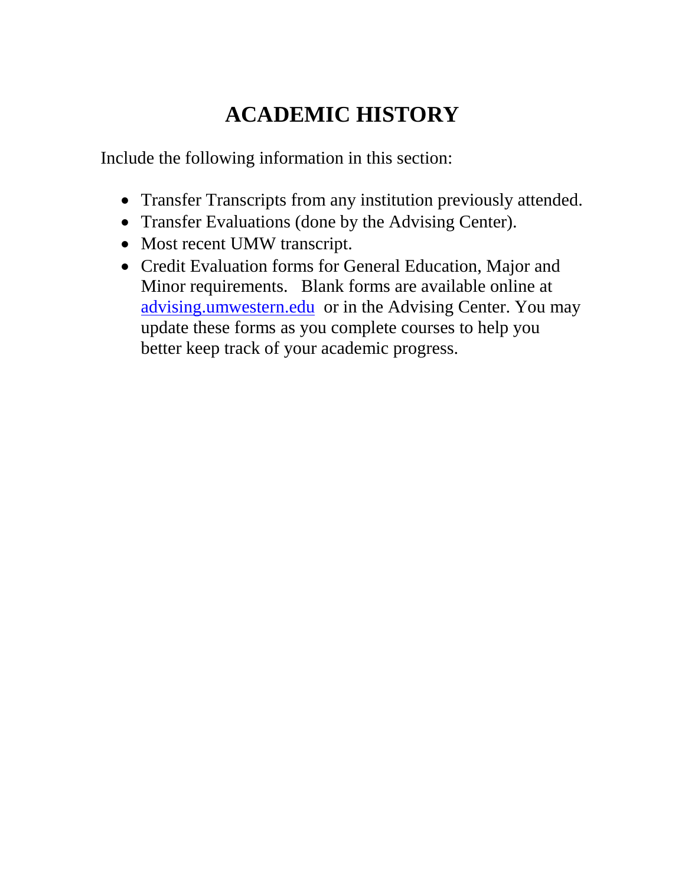# ACADEMIC HISTORY

Include the following information in this section:

- Transfer Transcripts from any institution previously attended.
- Transfer Evaluations (done by the Advising Center).
- Most recent UMW transcript.
- Credit Evaluation forms for General Education, Major and Minor requirements. Blank forms are available online at [advising.umwestern.edu](advising.umwestern.edu) or in the Advising Center. You may update these forms as you complete courses to help you better keep track of your academic progress.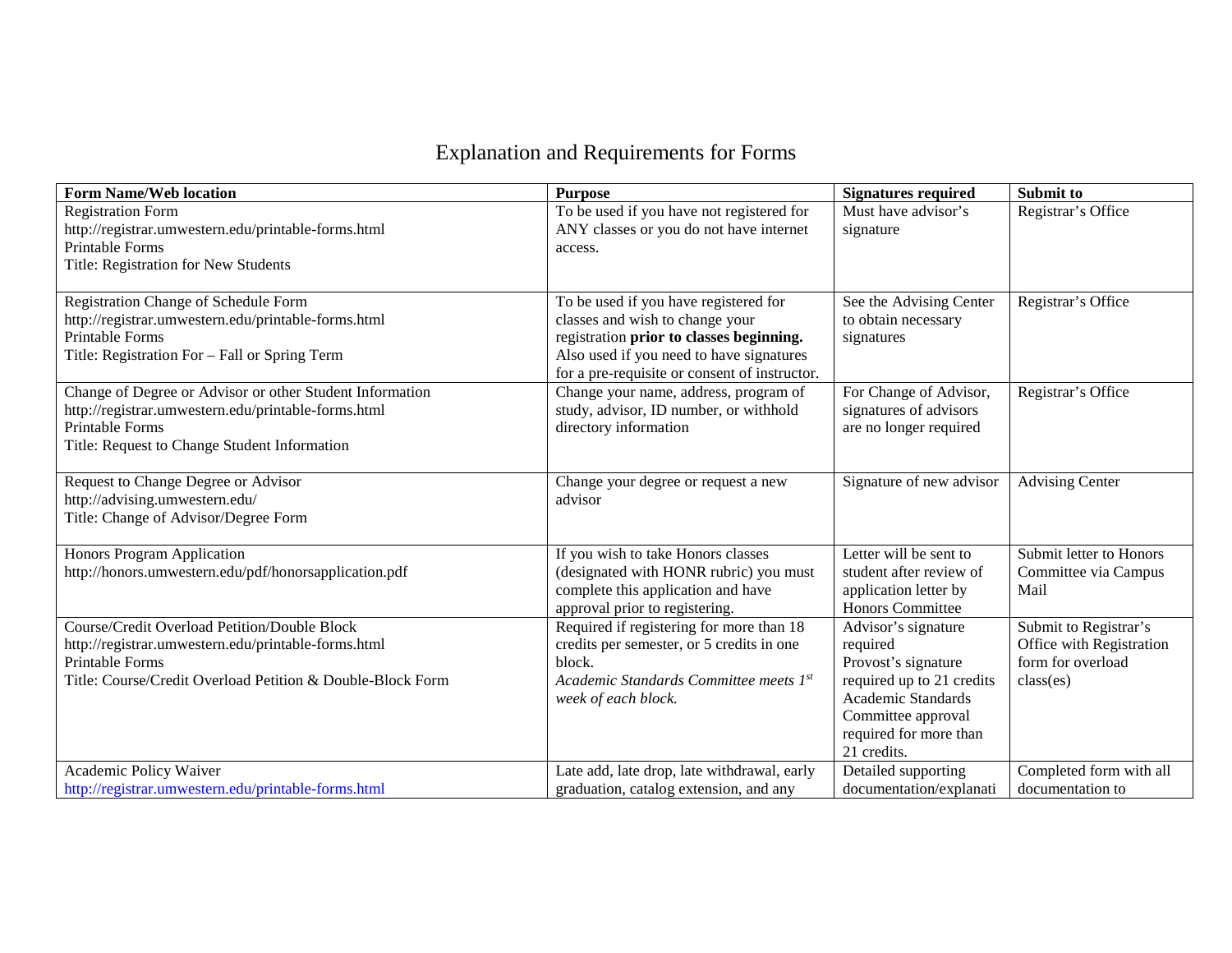# Explanation and Requirements for Forms

| Form Name/Web location | Purpose | Signatures required | Submit to |
|---|---|---|---|
| Registration Form<br>http://registrar.umwestern.edu/printable-forms.html<br>Printable Forms<br>Title: Registration for New Students | To be used if you have not registered for ANY classes or you do not have internet access. | Must have advisor's signature | Registrar's Office |
| Registration Change of Schedule Form<br>http://registrar.umwestern.edu/printable-forms.html<br>Printable Forms<br>Title: Registration For – Fall or Spring Term | To be used if you have registered for classes and wish to change your registration **prior to classes beginning.** Also used if you need to have signatures for a pre-requisite or consent of instructor. | See the Advising Center to obtain necessary signatures | Registrar's Office |
| Change of Degree or Advisor or other Student Information<br>http://registrar.umwestern.edu/printable-forms.html<br>Printable Forms<br>Title: Request to Change Student Information | Change your name, address, program of study, advisor, ID number, or withhold directory information | For Change of Advisor, signatures of advisors are no longer required | Registrar's Office |
| Request to Change Degree or Advisor<br>http://advising.umwestern.edu/<br>Title: Change of Advisor/Degree Form | Change your degree or request a new advisor | Signature of new advisor | Advising Center |
| Honors Program Application<br>http://honors.umwestern.edu/pdf/honorsapplication.pdf | If you wish to take Honors classes (designated with HONR rubric) you must complete this application and have approval prior to registering. | Letter will be sent to student after review of application letter by Honors Committee | Submit letter to Honors Committee via Campus Mail |
| Course/Credit Overload Petition/Double Block<br>http://registrar.umwestern.edu/printable-forms.html<br>Printable Forms<br>Title: Course/Credit Overload Petition & Double-Block Form | Required if registering for more than 18 credits per semester, or 5 credits in one block.<br>*Academic Standards Committee meets 1st week of each block.* | Advisor's signature required<br>Provost's signature required up to 21 credits<br>Academic Standards Committee approval required for more than 21 credits. | Submit to Registrar's Office with Registration form for overload class(es) |
| Academic Policy Waiver<br>http://registrar.umwestern.edu/printable-forms.html | Late add, late drop, late withdrawal, early graduation, catalog extension, and any | Detailed supporting documentation/explanati | Completed form with all documentation to |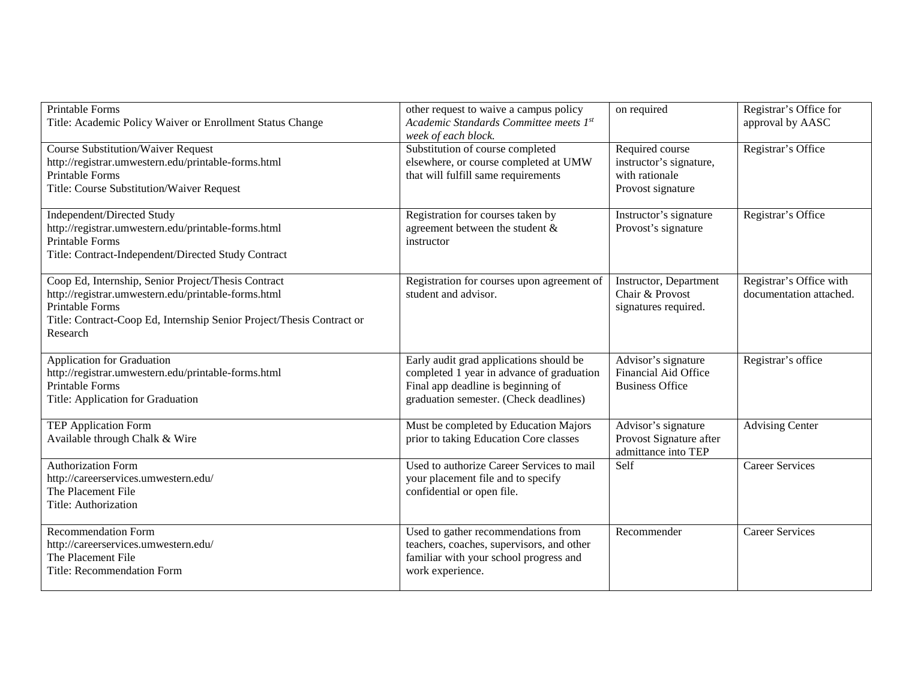| | | | |
|---|---|---|---|
| Printable Forms<br>Title: Academic Policy Waiver or Enrollment Status Change | other request to waive a campus policy<br>*Academic Standards Committee meets 1st week of each block.* | on required | Registrar's Office for approval by AASC |
| Course Substitution/Waiver Request<br>http://registrar.umwestern.edu/printable-forms.html<br>Printable Forms<br>Title: Course Substitution/Waiver Request | Substitution of course completed elsewhere, or course completed at UMW that will fulfill same requirements | Required course instructor's signature, with rationale<br>Provost signature | Registrar's Office |
| Independent/Directed Study<br>http://registrar.umwestern.edu/printable-forms.html<br>Printable Forms<br>Title: Contract-Independent/Directed Study Contract | Registration for courses taken by agreement between the student & instructor | Instructor's signature<br>Provost's signature | Registrar's Office |
| Coop Ed, Internship, Senior Project/Thesis Contract<br>http://registrar.umwestern.edu/printable-forms.html<br>Printable Forms<br>Title: Contract-Coop Ed, Internship Senior Project/Thesis Contract or Research | Registration for courses upon agreement of student and advisor. | Instructor, Department Chair & Provost signatures required. | Registrar's Office with documentation attached. |
| Application for Graduation<br>http://registrar.umwestern.edu/printable-forms.html<br>Printable Forms<br>Title: Application for Graduation | Early audit grad applications should be completed 1 year in advance of graduation<br>Final app deadline is beginning of graduation semester. (Check deadlines) | Advisor's signature<br>Financial Aid Office<br>Business Office | Registrar's office |
| TEP Application Form<br>Available through Chalk & Wire | Must be completed by Education Majors prior to taking Education Core classes | Advisor's signature<br>Provost Signature after admittance into TEP | Advising Center |
| Authorization Form<br>http://careerservices.umwestern.edu/<br>The Placement File<br>Title: Authorization | Used to authorize Career Services to mail your placement file and to specify confidential or open file. | Self | Career Services |
| Recommendation Form<br>http://careerservices.umwestern.edu/<br>The Placement File<br>Title: Recommendation Form | Used to gather recommendations from teachers, coaches, supervisors, and other familiar with your school progress and work experience. | Recommender | Career Services |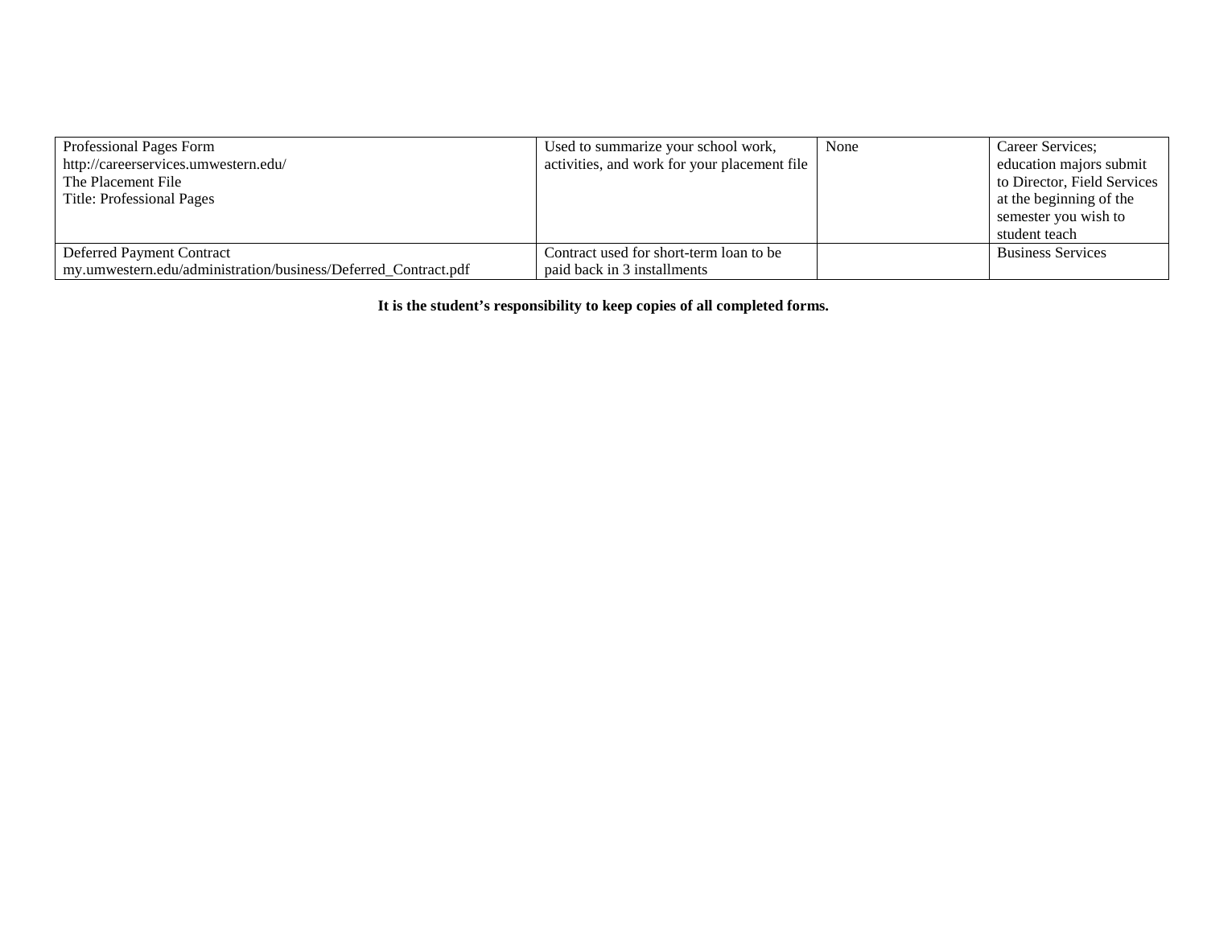| | | | |
|---|---|---|---|
| Professional Pages Form<br>http://careerservices.umwestern.edu/<br>The Placement File<br>Title: Professional Pages | Used to summarize your school work, activities, and work for your placement file | None | Career Services; education majors submit to Director, Field Services at the beginning of the semester you wish to student teach |
| Deferred Payment Contract<br>my.umwestern.edu/administration/business/Deferred_Contract.pdf | Contract used for short-term loan to be paid back in 3 installments | | Business Services |

**It is the student's responsibility to keep copies of all completed forms.**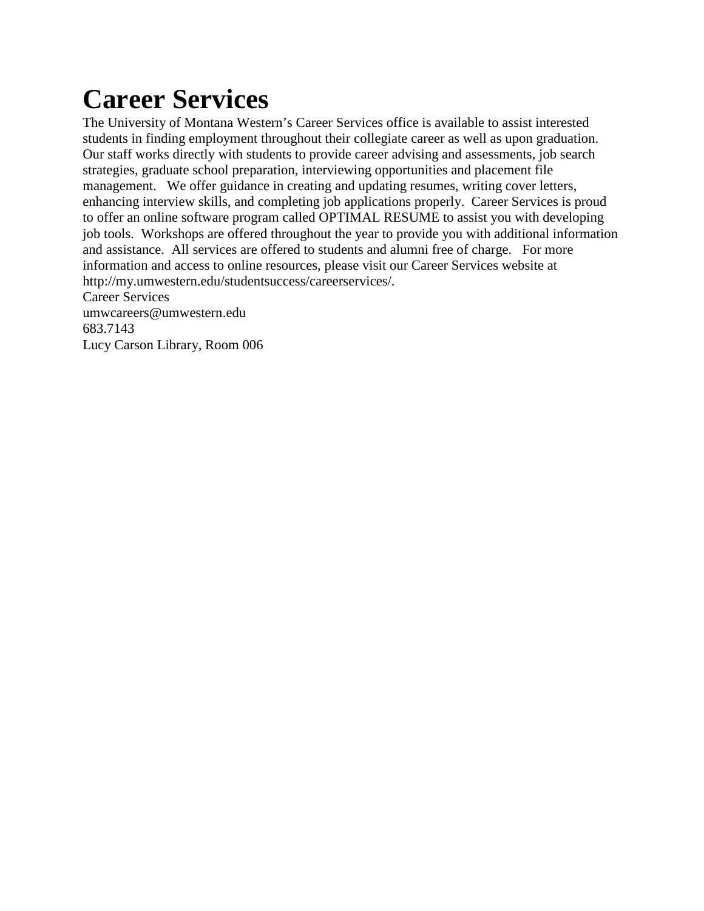# Career Services

The University of Montana Western's Career Services office is available to assist interested students in finding employment throughout their collegiate career as well as upon graduation. Our staff works directly with students to provide career advising and assessments, job search strategies, graduate school preparation, interviewing opportunities and placement file management. We offer guidance in creating and updating resumes, writing cover letters, enhancing interview skills, and completing job applications properly. Career Services is proud to offer an online software program called OPTIMAL RESUME to assist you with developing job tools. Workshops are offered throughout the year to provide you with additional information and assistance. All services are offered to students and alumni free of charge. For more information and access to online resources, please visit our Career Services website at http://my.umwestern.edu/studentsuccess/careerservices/.

Career Services
umwcareers@umwestern.edu
683.7143
Lucy Carson Library, Room 006